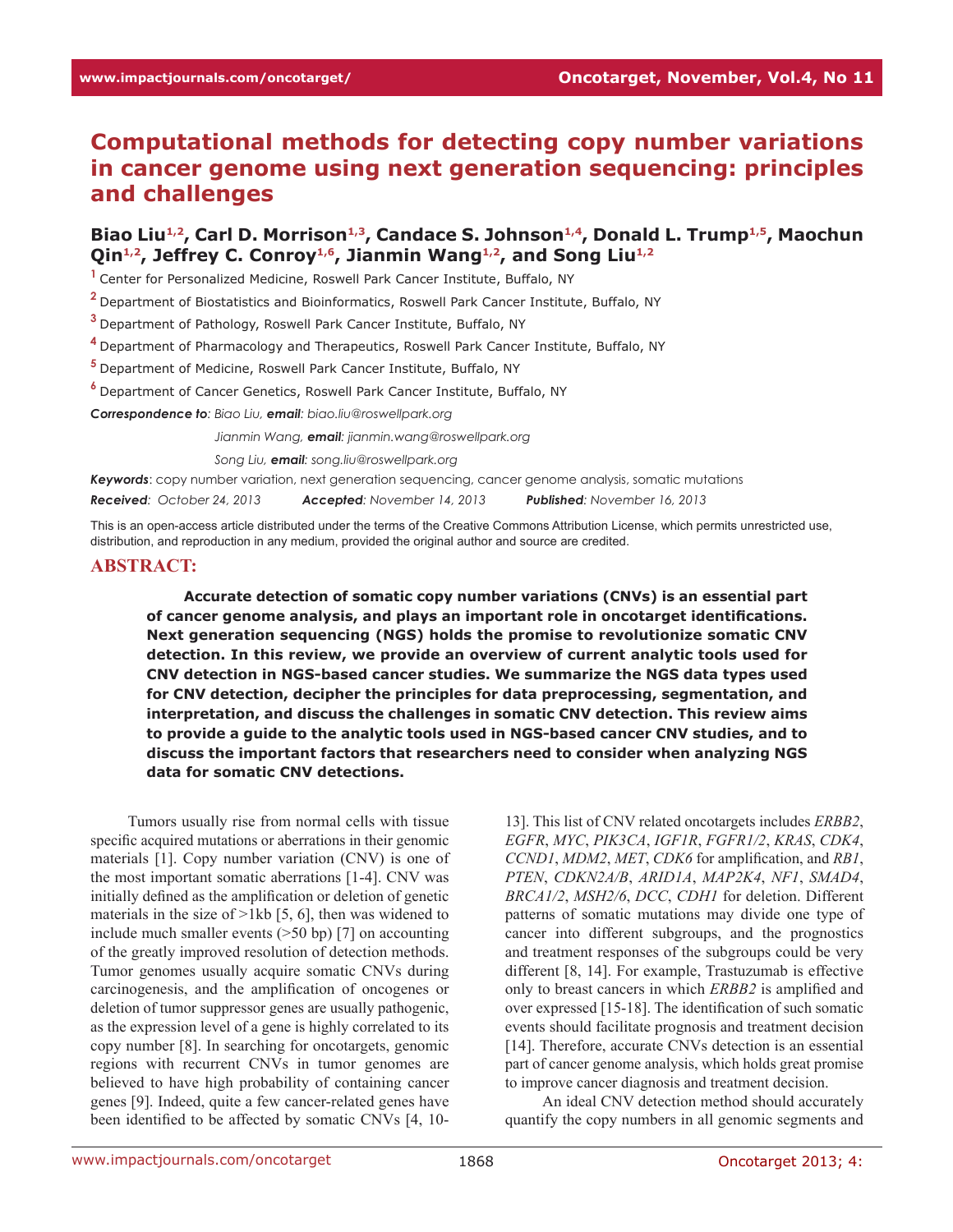# Computational methods for detecting copy number variations in cancer genome using next generation sequencing: principles and challenges

**Biao Liu[1,2], Carl D. Morrison[1,3], Candace S. Johnson[1,4], Donald L. Trump[1,5], Maochun Qin[1,2], Jeffrey C. Conroy[1,6], Jianmin Wang[1,2], and Song Liu[1,2]**

[1] Center for Personalized Medicine, Roswell Park Cancer Institute, Buffalo, NY

[2] Department of Biostatistics and Bioinformatics, Roswell Park Cancer Institute, Buffalo, NY

[3] Department of Pathology, Roswell Park Cancer Institute, Buffalo, NY

[4] Department of Pharmacology and Therapeutics, Roswell Park Cancer Institute, Buffalo, NY

[5] Department of Medicine, Roswell Park Cancer Institute, Buffalo, NY

[6] Department of Cancer Genetics, Roswell Park Cancer Institute, Buffalo, NY

***Correspondence to**: Biao Liu, **email**: biao.liu@roswellpark.org*

*Jianmin Wang, **email**: jianmin.wang@roswellpark.org*

*Song Liu, **email**: song.liu@roswellpark.org*

***Keywords***: copy number variation, next generation sequencing, cancer genome analysis, somatic mutations

***Received***: *October 24, 2013* ***Accepted***: *November 14, 2013* ***Published***: *November 16, 2013*

This is an open-access article distributed under the terms of the Creative Commons Attribution License, which permits unrestricted use, distribution, and reproduction in any medium, provided the original author and source are credited.

## ABSTRACT:

**Accurate detection of somatic copy number variations (CNVs) is an essential part of cancer genome analysis, and plays an important role in oncotarget identifications. Next generation sequencing (NGS) holds the promise to revolutionize somatic CNV detection. In this review, we provide an overview of current analytic tools used for CNV detection in NGS-based cancer studies. We summarize the NGS data types used for CNV detection, decipher the principles for data preprocessing, segmentation, and interpretation, and discuss the challenges in somatic CNV detection. This review aims to provide a guide to the analytic tools used in NGS-based cancer CNV studies, and to discuss the important factors that researchers need to consider when analyzing NGS data for somatic CNV detections.**

Tumors usually rise from normal cells with tissue specific acquired mutations or aberrations in their genomic materials [1]. Copy number variation (CNV) is one of the most important somatic aberrations [1-4]. CNV was initially defined as the amplification or deletion of genetic materials in the size of >1kb [5, 6], then was widened to include much smaller events (>50 bp) [7] on accounting of the greatly improved resolution of detection methods. Tumor genomes usually acquire somatic CNVs during carcinogenesis, and the amplification of oncogenes or deletion of tumor suppressor genes are usually pathogenic, as the expression level of a gene is highly correlated to its copy number [8]. In searching for oncotargets, genomic regions with recurrent CNVs in tumor genomes are believed to have high probability of containing cancer genes [9]. Indeed, quite a few cancer-related genes have been identified to be affected by somatic CNVs [4, 10-13]. This list of CNV related oncotargets includes *ERBB2*, *EGFR*, *MYC*, *PIK3CA*, *IGF1R*, *FGFR1/2*, *KRAS*, *CDK4*, *CCND1*, *MDM2*, *MET*, *CDK6* for amplification, and *RB1*, *PTEN*, *CDKN2A/B*, *ARID1A*, *MAP2K4*, *NF1*, *SMAD4*, *BRCA1/2*, *MSH2/6*, *DCC*, *CDH1* for deletion. Different patterns of somatic mutations may divide one type of cancer into different subgroups, and the prognostics and treatment responses of the subgroups could be very different [8, 14]. For example, Trastuzumab is effective only to breast cancers in which *ERBB2* is amplified and over expressed [15-18]. The identification of such somatic events should facilitate prognosis and treatment decision [14]. Therefore, accurate CNVs detection is an essential part of cancer genome analysis, which holds great promise to improve cancer diagnosis and treatment decision.

An ideal CNV detection method should accurately quantify the copy numbers in all genomic segments and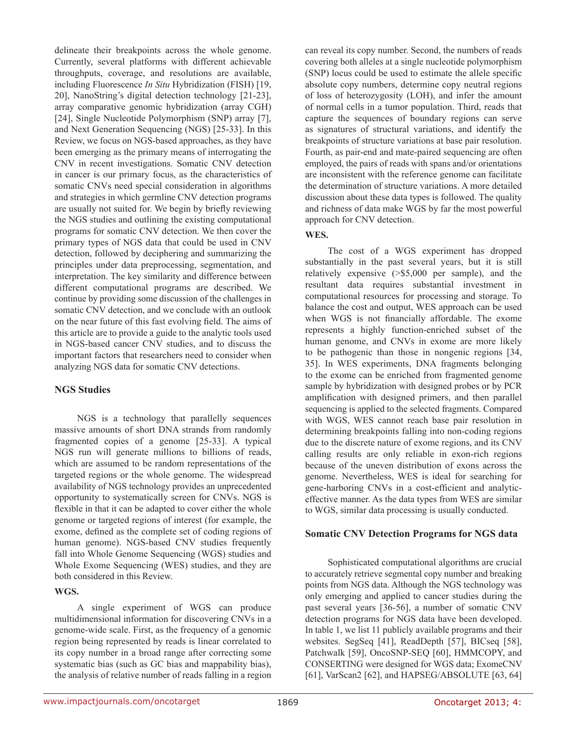delineate their breakpoints across the whole genome. Currently, several platforms with different achievable throughputs, coverage, and resolutions are available, including Fluorescence *In Situ* Hybridization (FISH) [19, 20], NanoString's digital detection technology [21-23], array comparative genomic hybridization (array CGH) [24], Single Nucleotide Polymorphism (SNP) array [7], and Next Generation Sequencing (NGS) [25-33]. In this Review, we focus on NGS-based approaches, as they have been emerging as the primary means of interrogating the CNV in recent investigations. Somatic CNV detection in cancer is our primary focus, as the characteristics of somatic CNVs need special consideration in algorithms and strategies in which germline CNV detection programs are usually not suited for. We begin by briefly reviewing the NGS studies and outlining the existing computational programs for somatic CNV detection. We then cover the primary types of NGS data that could be used in CNV detection, followed by deciphering and summarizing the principles under data preprocessing, segmentation, and interpretation. The key similarity and difference between different computational programs are described. We continue by providing some discussion of the challenges in somatic CNV detection, and we conclude with an outlook on the near future of this fast evolving field. The aims of this article are to provide a guide to the analytic tools used in NGS-based cancer CNV studies, and to discuss the important factors that researchers need to consider when analyzing NGS data for somatic CNV detections.

## NGS Studies

NGS is a technology that parallelly sequences massive amounts of short DNA strands from randomly fragmented copies of a genome [25-33]. A typical NGS run will generate millions to billions of reads, which are assumed to be random representations of the targeted regions or the whole genome. The widespread availability of NGS technology provides an unprecedented opportunity to systematically screen for CNVs. NGS is flexible in that it can be adapted to cover either the whole genome or targeted regions of interest (for example, the exome, defined as the complete set of coding regions of human genome). NGS-based CNV studies frequently fall into Whole Genome Sequencing (WGS) studies and Whole Exome Sequencing (WES) studies, and they are both considered in this Review.

### WGS.

A single experiment of WGS can produce multidimensional information for discovering CNVs in a genome-wide scale. First, as the frequency of a genomic region being represented by reads is linear correlated to its copy number in a broad range after correcting some systematic bias (such as GC bias and mappability bias), the analysis of relative number of reads falling in a region can reveal its copy number. Second, the numbers of reads covering both alleles at a single nucleotide polymorphism (SNP) locus could be used to estimate the allele specific absolute copy numbers, determine copy neutral regions of loss of heterozygosity (LOH), and infer the amount of normal cells in a tumor population. Third, reads that capture the sequences of boundary regions can serve as signatures of structural variations, and identify the breakpoints of structure variations at base pair resolution. Fourth, as pair-end and mate-paired sequencing are often employed, the pairs of reads with spans and/or orientations are inconsistent with the reference genome can facilitate the determination of structure variations. A more detailed discussion about these data types is followed. The quality and richness of data make WGS by far the most powerful approach for CNV detection.

### WES.

The cost of a WGS experiment has dropped substantially in the past several years, but it is still relatively expensive (>$5,000 per sample), and the resultant data requires substantial investment in computational resources for processing and storage. To balance the cost and output, WES approach can be used when WGS is not financially affordable. The exome represents a highly function-enriched subset of the human genome, and CNVs in exome are more likely to be pathogenic than those in nongenic regions [34, 35]. In WES experiments, DNA fragments belonging to the exome can be enriched from fragmented genome sample by hybridization with designed probes or by PCR amplification with designed primers, and then parallel sequencing is applied to the selected fragments. Compared with WGS, WES cannot reach base pair resolution in determining breakpoints falling into non-coding regions due to the discrete nature of exome regions, and its CNV calling results are only reliable in exon-rich regions because of the uneven distribution of exons across the genome. Nevertheless, WES is ideal for searching for gene-harboring CNVs in a cost-efficient and analytic-effective manner. As the data types from WES are similar to WGS, similar data processing is usually conducted.

## Somatic CNV Detection Programs for NGS data

Sophisticated computational algorithms are crucial to accurately retrieve segmental copy number and breaking points from NGS data. Although the NGS technology was only emerging and applied to cancer studies during the past several years [36-56], a number of somatic CNV detection programs for NGS data have been developed. In table 1, we list 11 publicly available programs and their websites. SegSeq [41], ReadDepth [57], BICseq [58], Patchwalk [59], OncoSNP-SEQ [60], HMMCOPY, and CONSERTING were designed for WGS data; ExomeCNV [61], VarScan2 [62], and HAPSEG/ABSOLUTE [63, 64]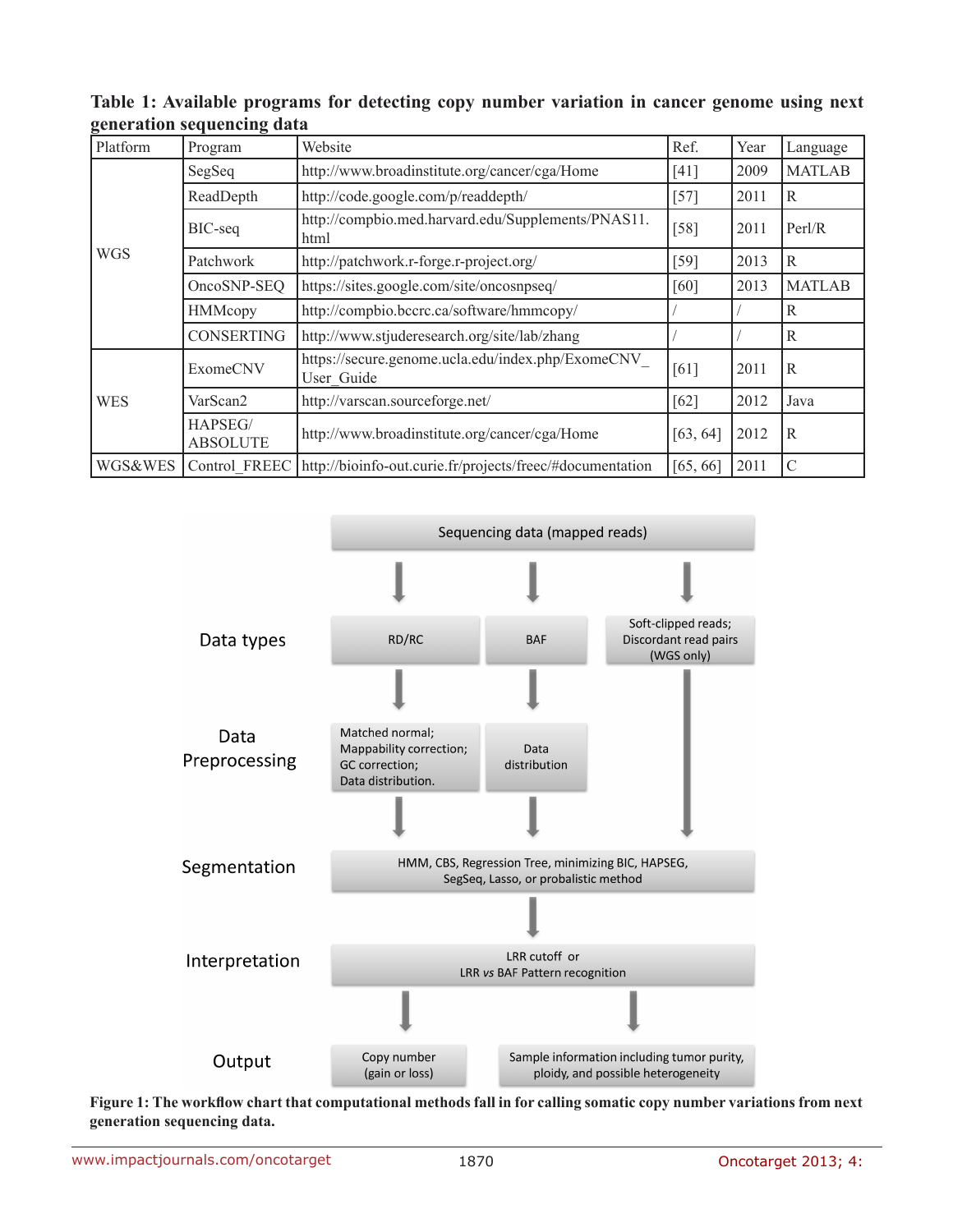**Table 1: Available programs for detecting copy number variation in cancer genome using next generation sequencing data**

| Platform | Program | Website | Ref. | Year | Language |
|---|---|---|---|---|---|
| WGS | SegSeq | http://www.broadinstitute.org/cancer/cga/Home | [41] | 2009 | MATLAB |
| | ReadDepth | http://code.google.com/p/readdepth/ | [57] | 2011 | R |
| | BIC-seq | http://compbio.med.harvard.edu/Supplements/PNAS11.html | [58] | 2011 | Perl/R |
| | Patchwork | http://patchwork.r-forge.r-project.org/ | [59] | 2013 | R |
| | OncoSNP-SEQ | https://sites.google.com/site/oncosnpseq/ | [60] | 2013 | MATLAB |
| | HMMcopy | http://compbio.bccrc.ca/software/hmmcopy/ | / | / | R |
| | CONSERTING | http://www.stjuderesearch.org/site/lab/zhang | / | / | R |
| WES | ExomeCNV | https://secure.genome.ucla.edu/index.php/ExomeCNV_User_Guide | [61] | 2011 | R |
| | VarScan2 | http://varscan.sourceforge.net/ | [62] | 2012 | Java |
| | HAPSEG/ ABSOLUTE | http://www.broadinstitute.org/cancer/cga/Home | [63, 64] | 2012 | R |
| WGS&WES | Control_FREEC | http://bioinfo-out.curie.fr/projects/freec/#documentation | [65, 66] | 2011 | C |

Sequencing data (mapped reads)

Data types: RD/RC; BAF; Soft-clipped reads; Discordant read pairs (WGS only)

Data Preprocessing: Matched normal; Mappability correction; GC correction; Data distribution. | Data distribution

Segmentation: HMM, CBS, Regression Tree, minimizing BIC, HAPSEG, SegSeq, Lasso, or probalistic method

Interpretation: LRR cutoff or LRR *vs* BAF Pattern recognition

Output: Copy number (gain or loss) | Sample information including tumor purity, ploidy, and possible heterogeneity

**Figure 1: The workflow chart that computational methods fall in for calling somatic copy number variations from next generation sequencing data.**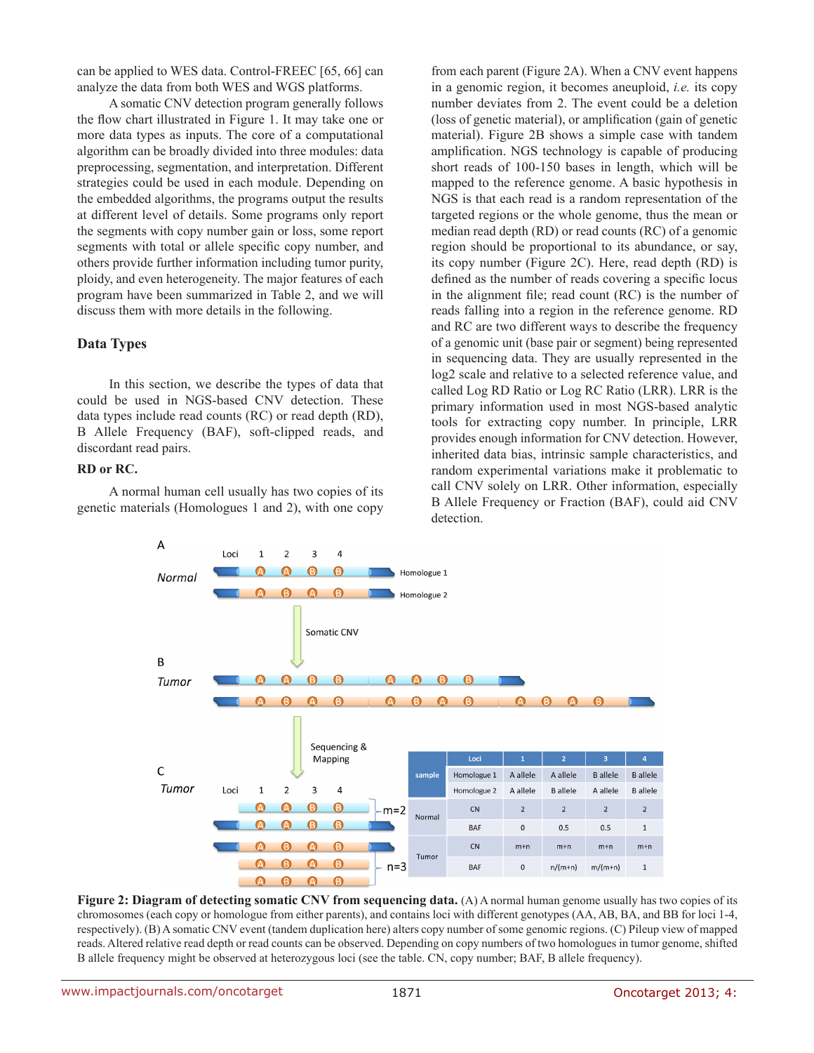can be applied to WES data. Control-FREEC [65, 66] can analyze the data from both WES and WGS platforms.

A somatic CNV detection program generally follows the flow chart illustrated in Figure 1. It may take one or more data types as inputs. The core of a computational algorithm can be broadly divided into three modules: data preprocessing, segmentation, and interpretation. Different strategies could be used in each module. Depending on the embedded algorithms, the programs output the results at different level of details. Some programs only report the segments with copy number gain or loss, some report segments with total or allele specific copy number, and others provide further information including tumor purity, ploidy, and even heterogeneity. The major features of each program have been summarized in Table 2, and we will discuss them with more details in the following.

## Data Types

In this section, we describe the types of data that could be used in NGS-based CNV detection. These data types include read counts (RC) or read depth (RD), B Allele Frequency (BAF), soft-clipped reads, and discordant read pairs.

### RD or RC.

A normal human cell usually has two copies of its genetic materials (Homologues 1 and 2), with one copy from each parent (Figure 2A). When a CNV event happens in a genomic region, it becomes aneuploid, *i.e.* its copy number deviates from 2. The event could be a deletion (loss of genetic material), or amplification (gain of genetic material). Figure 2B shows a simple case with tandem amplification. NGS technology is capable of producing short reads of 100-150 bases in length, which will be mapped to the reference genome. A basic hypothesis in NGS is that each read is a random representation of the targeted regions or the whole genome, thus the mean or median read depth (RD) or read counts (RC) of a genomic region should be proportional to its abundance, or say, its copy number (Figure 2C). Here, read depth (RD) is defined as the number of reads covering a specific locus in the alignment file; read count (RC) is the number of reads falling into a region in the reference genome. RD and RC are two different ways to describe the frequency of a genomic unit (base pair or segment) being represented in sequencing data. They are usually represented in the log2 scale and relative to a selected reference value, and called Log RD Ratio or Log RC Ratio (LRR). LRR is the primary information used in most NGS-based analytic tools for extracting copy number. In principle, LRR provides enough information for CNV detection. However, inherited data bias, intrinsic sample characteristics, and random experimental variations make it problematic to call CNV solely on LRR. Other information, especially B Allele Frequency or Fraction (BAF), could aid CNV detection.

| | Loci | 1 | 2 | 3 | 4 |
|---|---|---|---|---|---|
| sample | Homologue 1 | A allele | A allele | B allele | B allele |
| | Homologue 2 | A allele | B allele | A allele | B allele |
| Normal | CN | 2 | 2 | 2 | 2 |
| | BAF | 0 | 0.5 | 0.5 | 1 |
| Tumor | CN | m+n | m+n | m+n | m+n |
| | BAF | 0 | n/(m+n) | m/(m+n) | 1 |

**Figure 2: Diagram of detecting somatic CNV from sequencing data.** (A) A normal human genome usually has two copies of its chromosomes (each copy or homologue from either parents), and contains loci with different genotypes (AA, AB, BA, and BB for loci 1-4, respectively). (B) A somatic CNV event (tandem duplication here) alters copy number of some genomic regions. (C) Pileup view of mapped reads. Altered relative read depth or read counts can be observed. Depending on copy numbers of two homologues in tumor genome, shifted B allele frequency might be observed at heterozygous loci (see the table. CN, copy number; BAF, B allele frequency).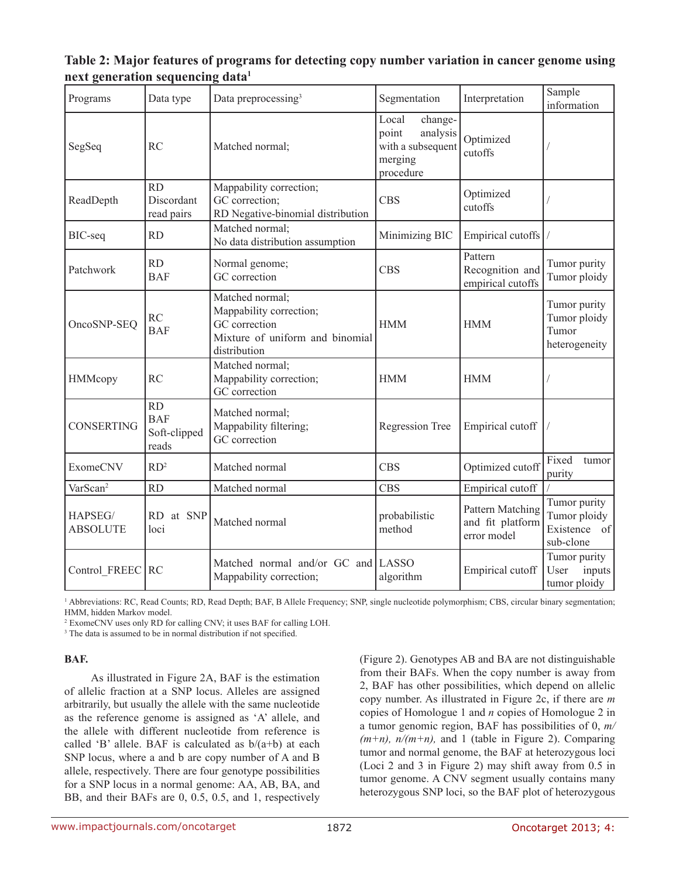**Table 2: Major features of programs for detecting copy number variation in cancer genome using next generation sequencing data[1]**

| Programs | Data type | Data preprocessing[3] | Segmentation | Interpretation | Sample information |
|---|---|---|---|---|---|
| SegSeq | RC | Matched normal; | Local change-point analysis with a subsequent merging procedure | Optimized cutoffs | / |
| ReadDepth | RD<br>Discordant read pairs | Mappability correction;<br>GC correction;<br>RD Negative-binomial distribution | CBS | Optimized cutoffs | / |
| BIC-seq | RD | Matched normal;<br>No data distribution assumption | Minimizing BIC | Empirical cutoffs | / |
| Patchwork | RD<br>BAF | Normal genome;<br>GC correction | CBS | Pattern Recognition and empirical cutoffs | Tumor purity<br>Tumor ploidy |
| OncoSNP-SEQ | RC<br>BAF | Matched normal;<br>Mappability correction;<br>GC correction<br>Mixture of uniform and binomial distribution | HMM | HMM | Tumor purity<br>Tumor ploidy<br>Tumor heterogeneity |
| HMMcopy | RC | Matched normal;<br>Mappability correction;<br>GC correction | HMM | HMM | / |
| CONSERTING | RD<br>BAF<br>Soft-clipped reads | Matched normal;<br>Mappability filtering;<br>GC correction | Regression Tree | Empirical cutoff | / |
| ExomeCNV | RD[2] | Matched normal | CBS | Optimized cutoff | Fixed tumor purity |
| VarScan[2] | RD | Matched normal | CBS | Empirical cutoff | / |
| HAPSEG/ABSOLUTE | RD at SNP loci | Matched normal | probabilistic method | Pattern Matching and fit platform error model | Tumor purity<br>Tumor ploidy<br>Existence of sub-clone |
| Control_FREEC | RC | Matched normal and/or GC and Mappability correction; | LASSO algorithm | Empirical cutoff | Tumor purity<br>User inputs tumor ploidy |

[1] Abbreviations: RC, Read Counts; RD, Read Depth; BAF, B Allele Frequency; SNP, single nucleotide polymorphism; CBS, circular binary segmentation; HMM, hidden Markov model.
[2] ExomeCNV uses only RD for calling CNV; it uses BAF for calling LOH.
[3] The data is assumed to be in normal distribution if not specified.

**BAF.**

As illustrated in Figure 2A, BAF is the estimation of allelic fraction at a SNP locus. Alleles are assigned arbitrarily, but usually the allele with the same nucleotide as the reference genome is assigned as 'A' allele, and the allele with different nucleotide from reference is called 'B' allele. BAF is calculated as $b/(a+b)$ at each SNP locus, where a and b are copy number of A and B allele, respectively. There are four genotype possibilities for a SNP locus in a normal genome: AA, AB, BA, and BB, and their BAFs are 0, 0.5, 0.5, and 1, respectively (Figure 2). Genotypes AB and BA are not distinguishable from their BAFs. When the copy number is away from 2, BAF has other possibilities, which depend on allelic copy number. As illustrated in Figure 2c, if there are $m$ copies of Homologue 1 and $n$ copies of Homologue 2 in a tumor genomic region, BAF has possibilities of 0, $m/(m+n)$, $n/(m+n)$, and 1 (table in Figure 2). Comparing tumor and normal genome, the BAF at heterozygous loci (Loci 2 and 3 in Figure 2) may shift away from 0.5 in tumor genome. A CNV segment usually contains many heterozygous SNP loci, so the BAF plot of heterozygous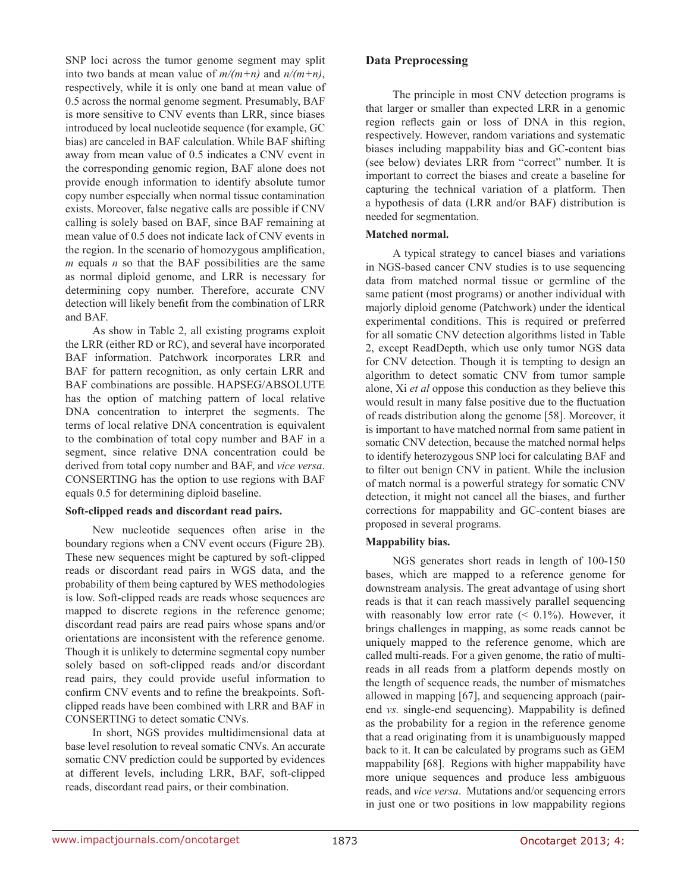SNP loci across the tumor genome segment may split into two bands at mean value of $m/(m+n)$ and $n/(m+n)$, respectively, while it is only one band at mean value of 0.5 across the normal genome segment. Presumably, BAF is more sensitive to CNV events than LRR, since biases introduced by local nucleotide sequence (for example, GC bias) are canceled in BAF calculation. While BAF shifting away from mean value of 0.5 indicates a CNV event in the corresponding genomic region, BAF alone does not provide enough information to identify absolute tumor copy number especially when normal tissue contamination exists. Moreover, false negative calls are possible if CNV calling is solely based on BAF, since BAF remaining at mean value of 0.5 does not indicate lack of CNV events in the region. In the scenario of homozygous amplification, $m$ equals $n$ so that the BAF possibilities are the same as normal diploid genome, and LRR is necessary for determining copy number. Therefore, accurate CNV detection will likely benefit from the combination of LRR and BAF.

As show in Table 2, all existing programs exploit the LRR (either RD or RC), and several have incorporated BAF information. Patchwork incorporates LRR and BAF for pattern recognition, as only certain LRR and BAF combinations are possible. HAPSEG/ABSOLUTE has the option of matching pattern of local relative DNA concentration to interpret the segments. The terms of local relative DNA concentration is equivalent to the combination of total copy number and BAF in a segment, since relative DNA concentration could be derived from total copy number and BAF, and *vice versa*. CONSERTING has the option to use regions with BAF equals 0.5 for determining diploid baseline.

**Soft-clipped reads and discordant read pairs.**

New nucleotide sequences often arise in the boundary regions when a CNV event occurs (Figure 2B). These new sequences might be captured by soft-clipped reads or discordant read pairs in WGS data, and the probability of them being captured by WES methodologies is low. Soft-clipped reads are reads whose sequences are mapped to discrete regions in the reference genome; discordant read pairs are read pairs whose spans and/or orientations are inconsistent with the reference genome. Though it is unlikely to determine segmental copy number solely based on soft-clipped reads and/or discordant read pairs, they could provide useful information to confirm CNV events and to refine the breakpoints. Soft-clipped reads have been combined with LRR and BAF in CONSERTING to detect somatic CNVs.

In short, NGS provides multidimensional data at base level resolution to reveal somatic CNVs. An accurate somatic CNV prediction could be supported by evidences at different levels, including LRR, BAF, soft-clipped reads, discordant read pairs, or their combination.

## Data Preprocessing

The principle in most CNV detection programs is that larger or smaller than expected LRR in a genomic region reflects gain or loss of DNA in this region, respectively. However, random variations and systematic biases including mappability bias and GC-content bias (see below) deviates LRR from "correct" number. It is important to correct the biases and create a baseline for capturing the technical variation of a platform. Then a hypothesis of data (LRR and/or BAF) distribution is needed for segmentation.

**Matched normal.**

A typical strategy to cancel biases and variations in NGS-based cancer CNV studies is to use sequencing data from matched normal tissue or germline of the same patient (most programs) or another individual with majorly diploid genome (Patchwork) under the identical experimental conditions. This is required or preferred for all somatic CNV detection algorithms listed in Table 2, except ReadDepth, which use only tumor NGS data for CNV detection. Though it is tempting to design an algorithm to detect somatic CNV from tumor sample alone, Xi *et al* oppose this conduction as they believe this would result in many false positive due to the fluctuation of reads distribution along the genome [58]. Moreover, it is important to have matched normal from same patient in somatic CNV detection, because the matched normal helps to identify heterozygous SNP loci for calculating BAF and to filter out benign CNV in patient. While the inclusion of match normal is a powerful strategy for somatic CNV detection, it might not cancel all the biases, and further corrections for mappability and GC-content biases are proposed in several programs.

**Mappability bias.**

NGS generates short reads in length of 100-150 bases, which are mapped to a reference genome for downstream analysis. The great advantage of using short reads is that it can reach massively parallel sequencing with reasonably low error rate (< 0.1%). However, it brings challenges in mapping, as some reads cannot be uniquely mapped to the reference genome, which are called multi-reads. For a given genome, the ratio of multi-reads in all reads from a platform depends mostly on the length of sequence reads, the number of mismatches allowed in mapping [67], and sequencing approach (pair-end *vs.* single-end sequencing). Mappability is defined as the probability for a region in the reference genome that a read originating from it is unambiguously mapped back to it. It can be calculated by programs such as GEM mappability [68]. Regions with higher mappability have more unique sequences and produce less ambiguous reads, and *vice versa*. Mutations and/or sequencing errors in just one or two positions in low mappability regions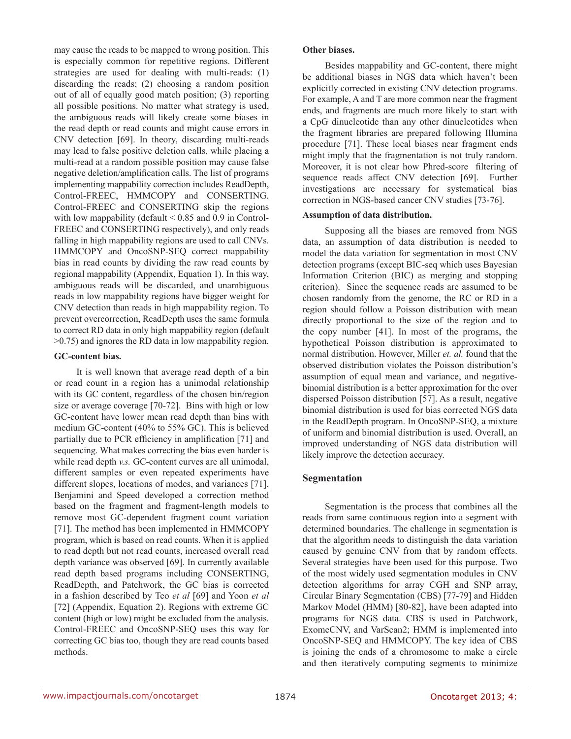may cause the reads to be mapped to wrong position. This is especially common for repetitive regions. Different strategies are used for dealing with multi-reads: (1) discarding the reads; (2) choosing a random position out of all of equally good match position; (3) reporting all possible positions. No matter what strategy is used, the ambiguous reads will likely create some biases in the read depth or read counts and might cause errors in CNV detection [69]. In theory, discarding multi-reads may lead to false positive deletion calls, while placing a multi-read at a random possible position may cause false negative deletion/amplification calls. The list of programs implementing mappability correction includes ReadDepth, Control-FREEC, HMMCOPY and CONSERTING. Control-FREEC and CONSERTING skip the regions with low mappability (default < 0.85 and 0.9 in Control-FREEC and CONSERTING respectively), and only reads falling in high mappability regions are used to call CNVs. HMMCOPY and OncoSNP-SEQ correct mappability bias in read counts by dividing the raw read counts by regional mappability (Appendix, Equation 1). In this way, ambiguous reads will be discarded, and unambiguous reads in low mappability regions have bigger weight for CNV detection than reads in high mappability region. To prevent overcorrection, ReadDepth uses the same formula to correct RD data in only high mappability region (default >0.75) and ignores the RD data in low mappability region.

**GC-content bias.**

It is well known that average read depth of a bin or read count in a region has a unimodal relationship with its GC content, regardless of the chosen bin/region size or average coverage [70-72]. Bins with high or low GC-content have lower mean read depth than bins with medium GC-content (40% to 55% GC). This is believed partially due to PCR efficiency in amplification [71] and sequencing. What makes correcting the bias even harder is while read depth *v.s.* GC-content curves are all unimodal, different samples or even repeated experiments have different slopes, locations of modes, and variances [71]. Benjamini and Speed developed a correction method based on the fragment and fragment-length models to remove most GC-dependent fragment count variation [71]. The method has been implemented in HMMCOPY program, which is based on read counts. When it is applied to read depth but not read counts, increased overall read depth variance was observed [69]. In currently available read depth based programs including CONSERTING, ReadDepth, and Patchwork, the GC bias is corrected in a fashion described by Teo *et al* [69] and Yoon *et al* [72] (Appendix, Equation 2). Regions with extreme GC content (high or low) might be excluded from the analysis. Control-FREEC and OncoSNP-SEQ uses this way for correcting GC bias too, though they are read counts based methods.

**Other biases.**

Besides mappability and GC-content, there might be additional biases in NGS data which haven't been explicitly corrected in existing CNV detection programs. For example, A and T are more common near the fragment ends, and fragments are much more likely to start with a CpG dinucleotide than any other dinucleotides when the fragment libraries are prepared following Illumina procedure [71]. These local biases near fragment ends might imply that the fragmentation is not truly random. Moreover, it is not clear how Phred-score filtering of sequence reads affect CNV detection [69]. Further investigations are necessary for systematical bias correction in NGS-based cancer CNV studies [73-76].

**Assumption of data distribution.**

Supposing all the biases are removed from NGS data, an assumption of data distribution is needed to model the data variation for segmentation in most CNV detection programs (except BIC-seq which uses Bayesian Information Criterion (BIC) as merging and stopping criterion). Since the sequence reads are assumed to be chosen randomly from the genome, the RC or RD in a region should follow a Poisson distribution with mean directly proportional to the size of the region and to the copy number [41]. In most of the programs, the hypothetical Poisson distribution is approximated to normal distribution. However, Miller *et. al.* found that the observed distribution violates the Poisson distribution's assumption of equal mean and variance, and negative-binomial distribution is a better approximation for the over dispersed Poisson distribution [57]. As a result, negative binomial distribution is used for bias corrected NGS data in the ReadDepth program. In OncoSNP-SEQ, a mixture of uniform and binomial distribution is used. Overall, an improved understanding of NGS data distribution will likely improve the detection accuracy.

## Segmentation

Segmentation is the process that combines all the reads from same continuous region into a segment with determined boundaries. The challenge in segmentation is that the algorithm needs to distinguish the data variation caused by genuine CNV from that by random effects. Several strategies have been used for this purpose. Two of the most widely used segmentation modules in CNV detection algorithms for array CGH and SNP array, Circular Binary Segmentation (CBS) [77-79] and Hidden Markov Model (HMM) [80-82], have been adapted into programs for NGS data. CBS is used in Patchwork, ExomeCNV, and VarScan2; HMM is implemented into OncoSNP-SEQ and HMMCOPY. The key idea of CBS is joining the ends of a chromosome to make a circle and then iteratively computing segments to minimize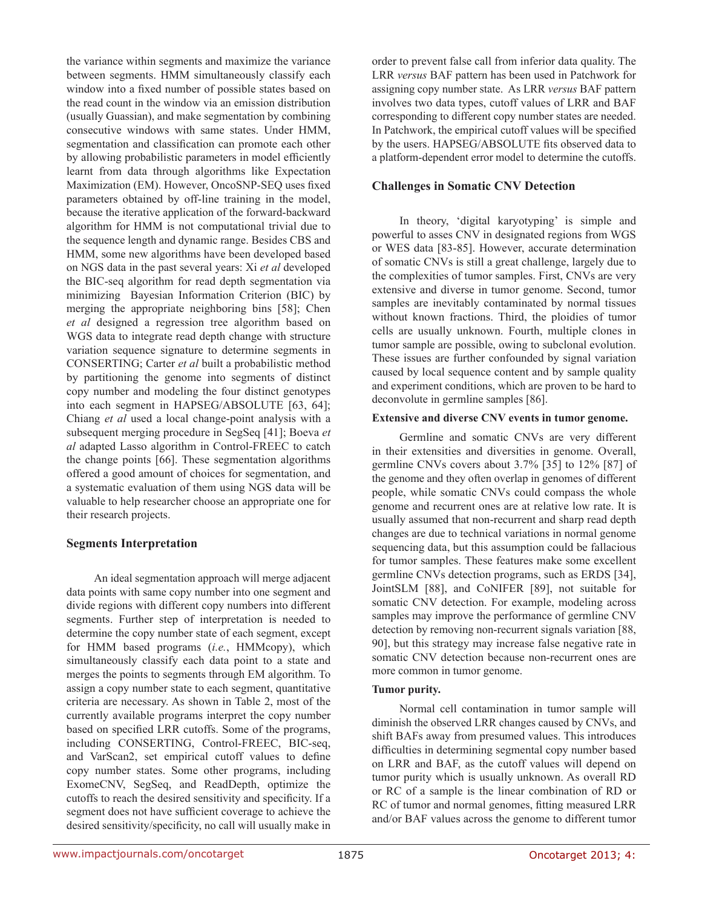the variance within segments and maximize the variance between segments. HMM simultaneously classify each window into a fixed number of possible states based on the read count in the window via an emission distribution (usually Guassian), and make segmentation by combining consecutive windows with same states. Under HMM, segmentation and classification can promote each other by allowing probabilistic parameters in model efficiently learnt from data through algorithms like Expectation Maximization (EM). However, OncoSNP-SEQ uses fixed parameters obtained by off-line training in the model, because the iterative application of the forward-backward algorithm for HMM is not computational trivial due to the sequence length and dynamic range. Besides CBS and HMM, some new algorithms have been developed based on NGS data in the past several years: Xi *et al* developed the BIC-seq algorithm for read depth segmentation via minimizing Bayesian Information Criterion (BIC) by merging the appropriate neighboring bins [58]; Chen *et al* designed a regression tree algorithm based on WGS data to integrate read depth change with structure variation sequence signature to determine segments in CONSERTING; Carter *et al* built a probabilistic method by partitioning the genome into segments of distinct copy number and modeling the four distinct genotypes into each segment in HAPSEG/ABSOLUTE [63, 64]; Chiang *et al* used a local change-point analysis with a subsequent merging procedure in SegSeq [41]; Boeva *et al* adapted Lasso algorithm in Control-FREEC to catch the change points [66]. These segmentation algorithms offered a good amount of choices for segmentation, and a systematic evaluation of them using NGS data will be valuable to help researcher choose an appropriate one for their research projects.

## Segments Interpretation

An ideal segmentation approach will merge adjacent data points with same copy number into one segment and divide regions with different copy numbers into different segments. Further step of interpretation is needed to determine the copy number state of each segment, except for HMM based programs (*i.e.*, HMMcopy), which simultaneously classify each data point to a state and merges the points to segments through EM algorithm. To assign a copy number state to each segment, quantitative criteria are necessary. As shown in Table 2, most of the currently available programs interpret the copy number based on specified LRR cutoffs. Some of the programs, including CONSERTING, Control-FREEC, BIC-seq, and VarScan2, set empirical cutoff values to define copy number states. Some other programs, including ExomeCNV, SegSeq, and ReadDepth, optimize the cutoffs to reach the desired sensitivity and specificity. If a segment does not have sufficient coverage to achieve the desired sensitivity/specificity, no call will usually make in order to prevent false call from inferior data quality. The LRR *versus* BAF pattern has been used in Patchwork for assigning copy number state. As LRR *versus* BAF pattern involves two data types, cutoff values of LRR and BAF corresponding to different copy number states are needed. In Patchwork, the empirical cutoff values will be specified by the users. HAPSEG/ABSOLUTE fits observed data to a platform-dependent error model to determine the cutoffs.

## Challenges in Somatic CNV Detection

In theory, 'digital karyotyping' is simple and powerful to asses CNV in designated regions from WGS or WES data [83-85]. However, accurate determination of somatic CNVs is still a great challenge, largely due to the complexities of tumor samples. First, CNVs are very extensive and diverse in tumor genome. Second, tumor samples are inevitably contaminated by normal tissues without known fractions. Third, the ploidies of tumor cells are usually unknown. Fourth, multiple clones in tumor sample are possible, owing to subclonal evolution. These issues are further confounded by signal variation caused by local sequence content and by sample quality and experiment conditions, which are proven to be hard to deconvolute in germline samples [86].

### Extensive and diverse CNV events in tumor genome.

Germline and somatic CNVs are very different in their extensities and diversities in genome. Overall, germline CNVs covers about 3.7% [35] to 12% [87] of the genome and they often overlap in genomes of different people, while somatic CNVs could compass the whole genome and recurrent ones are at relative low rate. It is usually assumed that non-recurrent and sharp read depth changes are due to technical variations in normal genome sequencing data, but this assumption could be fallacious for tumor samples. These features make some excellent germline CNVs detection programs, such as ERDS [34], JointSLM [88], and CoNIFER [89], not suitable for somatic CNV detection. For example, modeling across samples may improve the performance of germline CNV detection by removing non-recurrent signals variation [88, 90], but this strategy may increase false negative rate in somatic CNV detection because non-recurrent ones are more common in tumor genome.

### Tumor purity.

Normal cell contamination in tumor sample will diminish the observed LRR changes caused by CNVs, and shift BAFs away from presumed values. This introduces difficulties in determining segmental copy number based on LRR and BAF, as the cutoff values will depend on tumor purity which is usually unknown. As overall RD or RC of a sample is the linear combination of RD or RC of tumor and normal genomes, fitting measured LRR and/or BAF values across the genome to different tumor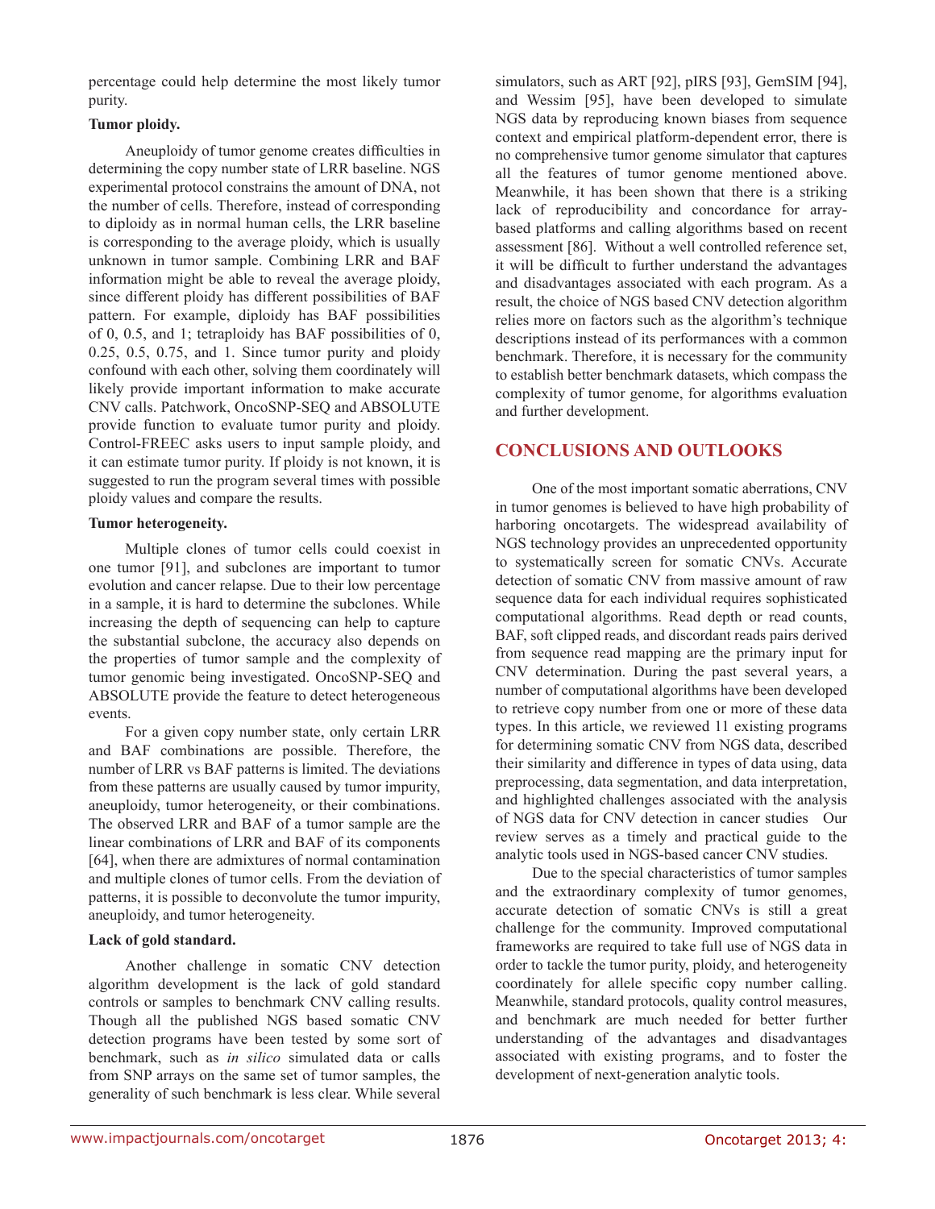percentage could help determine the most likely tumor purity.

**Tumor ploidy.**

Aneuploidy of tumor genome creates difficulties in determining the copy number state of LRR baseline. NGS experimental protocol constrains the amount of DNA, not the number of cells. Therefore, instead of corresponding to diploidy as in normal human cells, the LRR baseline is corresponding to the average ploidy, which is usually unknown in tumor sample. Combining LRR and BAF information might be able to reveal the average ploidy, since different ploidy has different possibilities of BAF pattern. For example, diploidy has BAF possibilities of 0, 0.5, and 1; tetraploidy has BAF possibilities of 0, 0.25, 0.5, 0.75, and 1. Since tumor purity and ploidy confound with each other, solving them coordinately will likely provide important information to make accurate CNV calls. Patchwork, OncoSNP-SEQ and ABSOLUTE provide function to evaluate tumor purity and ploidy. Control-FREEC asks users to input sample ploidy, and it can estimate tumor purity. If ploidy is not known, it is suggested to run the program several times with possible ploidy values and compare the results.

**Tumor heterogeneity.**

Multiple clones of tumor cells could coexist in one tumor [91], and subclones are important to tumor evolution and cancer relapse. Due to their low percentage in a sample, it is hard to determine the subclones. While increasing the depth of sequencing can help to capture the substantial subclone, the accuracy also depends on the properties of tumor sample and the complexity of tumor genomic being investigated. OncoSNP-SEQ and ABSOLUTE provide the feature to detect heterogeneous events.

For a given copy number state, only certain LRR and BAF combinations are possible. Therefore, the number of LRR vs BAF patterns is limited. The deviations from these patterns are usually caused by tumor impurity, aneuploidy, tumor heterogeneity, or their combinations. The observed LRR and BAF of a tumor sample are the linear combinations of LRR and BAF of its components [64], when there are admixtures of normal contamination and multiple clones of tumor cells. From the deviation of patterns, it is possible to deconvolute the tumor impurity, aneuploidy, and tumor heterogeneity.

**Lack of gold standard.**

Another challenge in somatic CNV detection algorithm development is the lack of gold standard controls or samples to benchmark CNV calling results. Though all the published NGS based somatic CNV detection programs have been tested by some sort of benchmark, such as *in silico* simulated data or calls from SNP arrays on the same set of tumor samples, the generality of such benchmark is less clear. While several simulators, such as ART [92], pIRS [93], GemSIM [94], and Wessim [95], have been developed to simulate NGS data by reproducing known biases from sequence context and empirical platform-dependent error, there is no comprehensive tumor genome simulator that captures all the features of tumor genome mentioned above. Meanwhile, it has been shown that there is a striking lack of reproducibility and concordance for array-based platforms and calling algorithms based on recent assessment [86]. Without a well controlled reference set, it will be difficult to further understand the advantages and disadvantages associated with each program. As a result, the choice of NGS based CNV detection algorithm relies more on factors such as the algorithm's technique descriptions instead of its performances with a common benchmark. Therefore, it is necessary for the community to establish better benchmark datasets, which compass the complexity of tumor genome, for algorithms evaluation and further development.

## CONCLUSIONS AND OUTLOOKS

One of the most important somatic aberrations, CNV in tumor genomes is believed to have high probability of harboring oncotargets. The widespread availability of NGS technology provides an unprecedented opportunity to systematically screen for somatic CNVs. Accurate detection of somatic CNV from massive amount of raw sequence data for each individual requires sophisticated computational algorithms. Read depth or read counts, BAF, soft clipped reads, and discordant reads pairs derived from sequence read mapping are the primary input for CNV determination. During the past several years, a number of computational algorithms have been developed to retrieve copy number from one or more of these data types. In this article, we reviewed 11 existing programs for determining somatic CNV from NGS data, described their similarity and difference in types of data using, data preprocessing, data segmentation, and data interpretation, and highlighted challenges associated with the analysis of NGS data for CNV detection in cancer studies Our review serves as a timely and practical guide to the analytic tools used in NGS-based cancer CNV studies.

Due to the special characteristics of tumor samples and the extraordinary complexity of tumor genomes, accurate detection of somatic CNVs is still a great challenge for the community. Improved computational frameworks are required to take full use of NGS data in order to tackle the tumor purity, ploidy, and heterogeneity coordinately for allele specific copy number calling. Meanwhile, standard protocols, quality control measures, and benchmark are much needed for better further understanding of the advantages and disadvantages associated with existing programs, and to foster the development of next-generation analytic tools.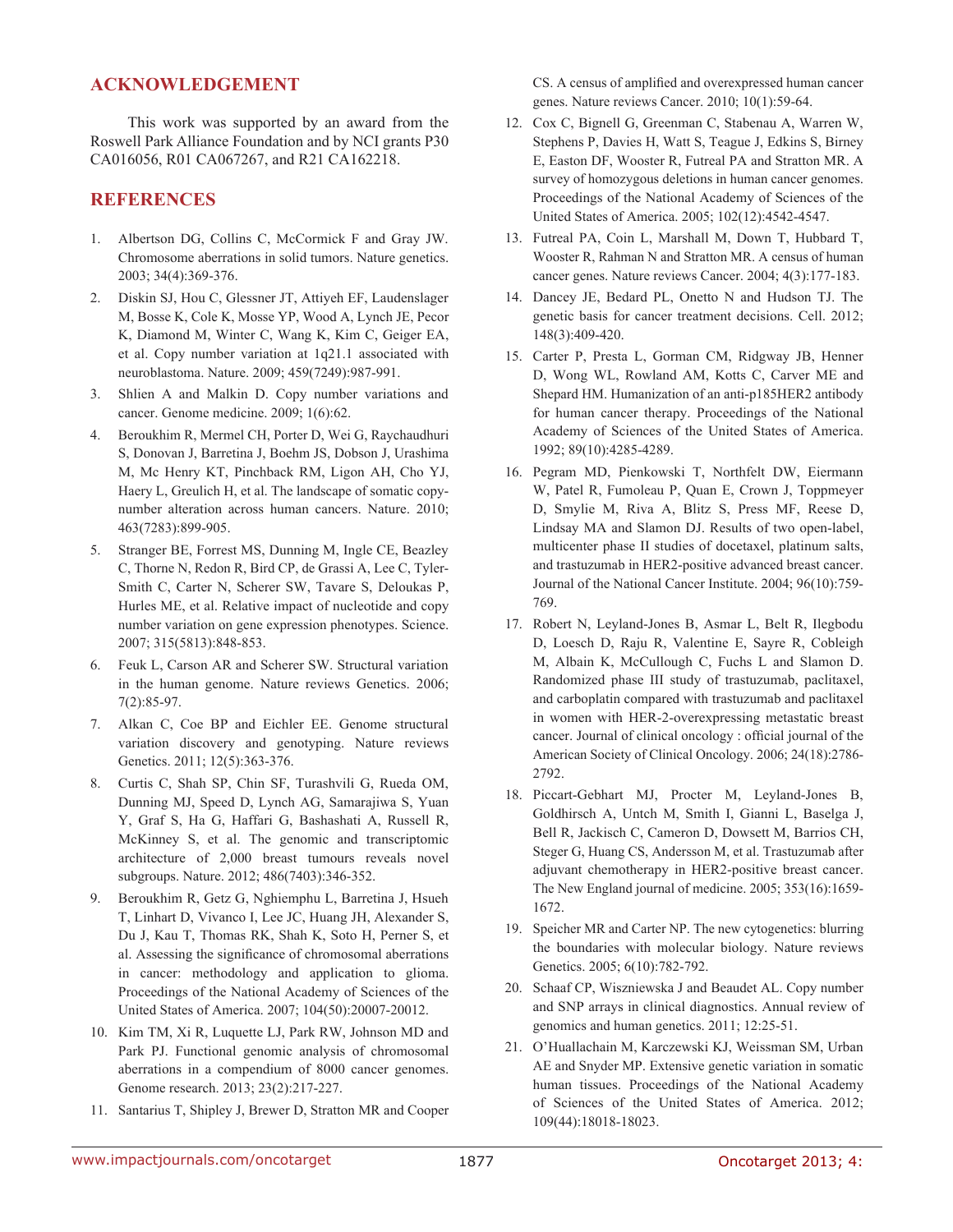## ACKNOWLEDGEMENT

This work was supported by an award from the Roswell Park Alliance Foundation and by NCI grants P30 CA016056, R01 CA067267, and R21 CA162218.

## REFERENCES

1. Albertson DG, Collins C, McCormick F and Gray JW. Chromosome aberrations in solid tumors. Nature genetics. 2003; 34(4):369-376.

2. Diskin SJ, Hou C, Glessner JT, Attiyeh EF, Laudenslager M, Bosse K, Cole K, Mosse YP, Wood A, Lynch JE, Pecor K, Diamond M, Winter C, Wang K, Kim C, Geiger EA, et al. Copy number variation at 1q21.1 associated with neuroblastoma. Nature. 2009; 459(7249):987-991.

3. Shlien A and Malkin D. Copy number variations and cancer. Genome medicine. 2009; 1(6):62.

4. Beroukhim R, Mermel CH, Porter D, Wei G, Raychaudhuri S, Donovan J, Barretina J, Boehm JS, Dobson J, Urashima M, Mc Henry KT, Pinchback RM, Ligon AH, Cho YJ, Haery L, Greulich H, et al. The landscape of somatic copy-number alteration across human cancers. Nature. 2010; 463(7283):899-905.

5. Stranger BE, Forrest MS, Dunning M, Ingle CE, Beazley C, Thorne N, Redon R, Bird CP, de Grassi A, Lee C, Tyler-Smith C, Carter N, Scherer SW, Tavare S, Deloukas P, Hurles ME, et al. Relative impact of nucleotide and copy number variation on gene expression phenotypes. Science. 2007; 315(5813):848-853.

6. Feuk L, Carson AR and Scherer SW. Structural variation in the human genome. Nature reviews Genetics. 2006; 7(2):85-97.

7. Alkan C, Coe BP and Eichler EE. Genome structural variation discovery and genotyping. Nature reviews Genetics. 2011; 12(5):363-376.

8. Curtis C, Shah SP, Chin SF, Turashvili G, Rueda OM, Dunning MJ, Speed D, Lynch AG, Samarajiwa S, Yuan Y, Graf S, Ha G, Haffari G, Bashashati A, Russell R, McKinney S, et al. The genomic and transcriptomic architecture of 2,000 breast tumours reveals novel subgroups. Nature. 2012; 486(7403):346-352.

9. Beroukhim R, Getz G, Nghiemphu L, Barretina J, Hsueh T, Linhart D, Vivanco I, Lee JC, Huang JH, Alexander S, Du J, Kau T, Thomas RK, Shah K, Soto H, Perner S, et al. Assessing the significance of chromosomal aberrations in cancer: methodology and application to glioma. Proceedings of the National Academy of Sciences of the United States of America. 2007; 104(50):20007-20012.

10. Kim TM, Xi R, Luquette LJ, Park RW, Johnson MD and Park PJ. Functional genomic analysis of chromosomal aberrations in a compendium of 8000 cancer genomes. Genome research. 2013; 23(2):217-227.

11. Santarius T, Shipley J, Brewer D, Stratton MR and Cooper CS. A census of amplified and overexpressed human cancer genes. Nature reviews Cancer. 2010; 10(1):59-64.

12. Cox C, Bignell G, Greenman C, Stabenau A, Warren W, Stephens P, Davies H, Watt S, Teague J, Edkins S, Birney E, Easton DF, Wooster R, Futreal PA and Stratton MR. A survey of homozygous deletions in human cancer genomes. Proceedings of the National Academy of Sciences of the United States of America. 2005; 102(12):4542-4547.

13. Futreal PA, Coin L, Marshall M, Down T, Hubbard T, Wooster R, Rahman N and Stratton MR. A census of human cancer genes. Nature reviews Cancer. 2004; 4(3):177-183.

14. Dancey JE, Bedard PL, Onetto N and Hudson TJ. The genetic basis for cancer treatment decisions. Cell. 2012; 148(3):409-420.

15. Carter P, Presta L, Gorman CM, Ridgway JB, Henner D, Wong WL, Rowland AM, Kotts C, Carver ME and Shepard HM. Humanization of an anti-p185HER2 antibody for human cancer therapy. Proceedings of the National Academy of Sciences of the United States of America. 1992; 89(10):4285-4289.

16. Pegram MD, Pienkowski T, Northfelt DW, Eiermann W, Patel R, Fumoleau P, Quan E, Crown J, Toppmeyer D, Smylie M, Riva A, Blitz S, Press MF, Reese D, Lindsay MA and Slamon DJ. Results of two open-label, multicenter phase II studies of docetaxel, platinum salts, and trastuzumab in HER2-positive advanced breast cancer. Journal of the National Cancer Institute. 2004; 96(10):759-769.

17. Robert N, Leyland-Jones B, Asmar L, Belt R, Ilegbodu D, Loesch D, Raju R, Valentine E, Sayre R, Cobleigh M, Albain K, McCullough C, Fuchs L and Slamon D. Randomized phase III study of trastuzumab, paclitaxel, and carboplatin compared with trastuzumab and paclitaxel in women with HER-2-overexpressing metastatic breast cancer. Journal of clinical oncology : official journal of the American Society of Clinical Oncology. 2006; 24(18):2786-2792.

18. Piccart-Gebhart MJ, Procter M, Leyland-Jones B, Goldhirsch A, Untch M, Smith I, Gianni L, Baselga J, Bell R, Jackisch C, Cameron D, Dowsett M, Barrios CH, Steger G, Huang CS, Andersson M, et al. Trastuzumab after adjuvant chemotherapy in HER2-positive breast cancer. The New England journal of medicine. 2005; 353(16):1659-1672.

19. Speicher MR and Carter NP. The new cytogenetics: blurring the boundaries with molecular biology. Nature reviews Genetics. 2005; 6(10):782-792.

20. Schaaf CP, Wiszniewska J and Beaudet AL. Copy number and SNP arrays in clinical diagnostics. Annual review of genomics and human genetics. 2011; 12:25-51.

21. O'Huallachain M, Karczewski KJ, Weissman SM, Urban AE and Snyder MP. Extensive genetic variation in somatic human tissues. Proceedings of the National Academy of Sciences of the United States of America. 2012; 109(44):18018-18023.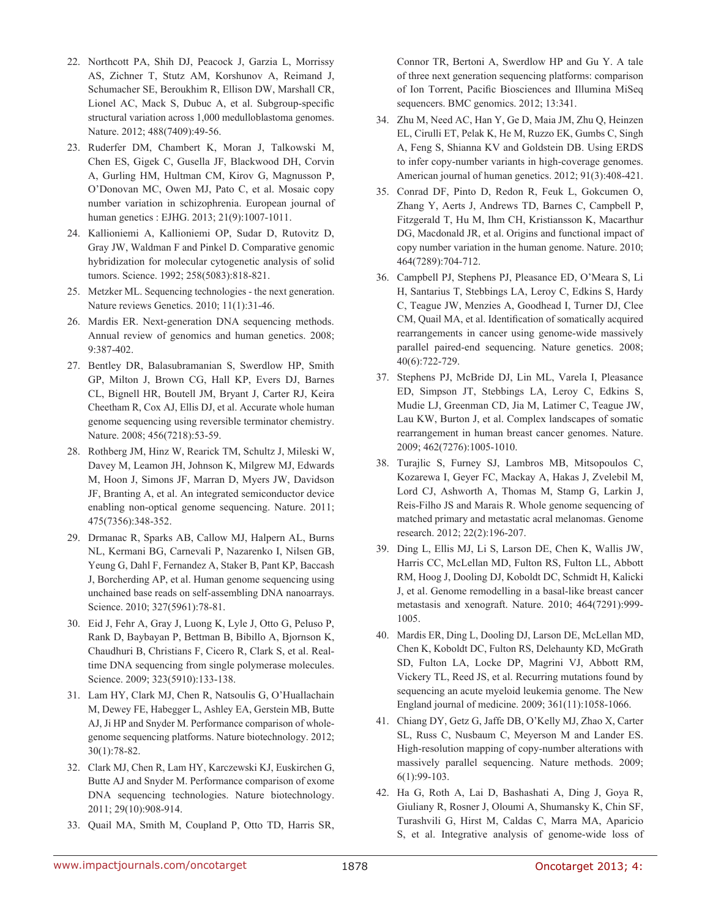22. Northcott PA, Shih DJ, Peacock J, Garzia L, Morrissy AS, Zichner T, Stutz AM, Korshunov A, Reimand J, Schumacher SE, Beroukhim R, Ellison DW, Marshall CR, Lionel AC, Mack S, Dubuc A, et al. Subgroup-specific structural variation across 1,000 medulloblastoma genomes. Nature. 2012; 488(7409):49-56.

23. Ruderfer DM, Chambert K, Moran J, Talkowski M, Chen ES, Gigek C, Gusella JF, Blackwood DH, Corvin A, Gurling HM, Hultman CM, Kirov G, Magnusson P, O'Donovan MC, Owen MJ, Pato C, et al. Mosaic copy number variation in schizophrenia. European journal of human genetics : EJHG. 2013; 21(9):1007-1011.

24. Kallioniemi A, Kallioniemi OP, Sudar D, Rutovitz D, Gray JW, Waldman F and Pinkel D. Comparative genomic hybridization for molecular cytogenetic analysis of solid tumors. Science. 1992; 258(5083):818-821.

25. Metzker ML. Sequencing technologies - the next generation. Nature reviews Genetics. 2010; 11(1):31-46.

26. Mardis ER. Next-generation DNA sequencing methods. Annual review of genomics and human genetics. 2008; 9:387-402.

27. Bentley DR, Balasubramanian S, Swerdlow HP, Smith GP, Milton J, Brown CG, Hall KP, Evers DJ, Barnes CL, Bignell HR, Boutell JM, Bryant J, Carter RJ, Keira Cheetham R, Cox AJ, Ellis DJ, et al. Accurate whole human genome sequencing using reversible terminator chemistry. Nature. 2008; 456(7218):53-59.

28. Rothberg JM, Hinz W, Rearick TM, Schultz J, Mileski W, Davey M, Leamon JH, Johnson K, Milgrew MJ, Edwards M, Hoon J, Simons JF, Marran D, Myers JW, Davidson JF, Branting A, et al. An integrated semiconductor device enabling non-optical genome sequencing. Nature. 2011; 475(7356):348-352.

29. Drmanac R, Sparks AB, Callow MJ, Halpern AL, Burns NL, Kermani BG, Carnevali P, Nazarenko I, Nilsen GB, Yeung G, Dahl F, Fernandez A, Staker B, Pant KP, Baccash J, Borcherding AP, et al. Human genome sequencing using unchained base reads on self-assembling DNA nanoarrays. Science. 2010; 327(5961):78-81.

30. Eid J, Fehr A, Gray J, Luong K, Lyle J, Otto G, Peluso P, Rank D, Baybayan P, Bettman B, Bibillo A, Bjornson K, Chaudhuri B, Christians F, Cicero R, Clark S, et al. Real-time DNA sequencing from single polymerase molecules. Science. 2009; 323(5910):133-138.

31. Lam HY, Clark MJ, Chen R, Natsoulis G, O'Huallachain M, Dewey FE, Habegger L, Ashley EA, Gerstein MB, Butte AJ, Ji HP and Snyder M. Performance comparison of whole-genome sequencing platforms. Nature biotechnology. 2012; 30(1):78-82.

32. Clark MJ, Chen R, Lam HY, Karczewski KJ, Euskirchen G, Butte AJ and Snyder M. Performance comparison of exome DNA sequencing technologies. Nature biotechnology. 2011; 29(10):908-914.

33. Quail MA, Smith M, Coupland P, Otto TD, Harris SR, Connor TR, Bertoni A, Swerdlow HP and Gu Y. A tale of three next generation sequencing platforms: comparison of Ion Torrent, Pacific Biosciences and Illumina MiSeq sequencers. BMC genomics. 2012; 13:341.

34. Zhu M, Need AC, Han Y, Ge D, Maia JM, Zhu Q, Heinzen EL, Cirulli ET, Pelak K, He M, Ruzzo EK, Gumbs C, Singh A, Feng S, Shianna KV and Goldstein DB. Using ERDS to infer copy-number variants in high-coverage genomes. American journal of human genetics. 2012; 91(3):408-421.

35. Conrad DF, Pinto D, Redon R, Feuk L, Gokcumen O, Zhang Y, Aerts J, Andrews TD, Barnes C, Campbell P, Fitzgerald T, Hu M, Ihm CH, Kristiansson K, Macarthur DG, Macdonald JR, et al. Origins and functional impact of copy number variation in the human genome. Nature. 2010; 464(7289):704-712.

36. Campbell PJ, Stephens PJ, Pleasance ED, O'Meara S, Li H, Santarius T, Stebbings LA, Leroy C, Edkins S, Hardy C, Teague JW, Menzies A, Goodhead I, Turner DJ, Clee CM, Quail MA, et al. Identification of somatically acquired rearrangements in cancer using genome-wide massively parallel paired-end sequencing. Nature genetics. 2008; 40(6):722-729.

37. Stephens PJ, McBride DJ, Lin ML, Varela I, Pleasance ED, Simpson JT, Stebbings LA, Leroy C, Edkins S, Mudie LJ, Greenman CD, Jia M, Latimer C, Teague JW, Lau KW, Burton J, et al. Complex landscapes of somatic rearrangement in human breast cancer genomes. Nature. 2009; 462(7276):1005-1010.

38. Turajlic S, Furney SJ, Lambros MB, Mitsopoulos C, Kozarewa I, Geyer FC, Mackay A, Hakas J, Zvelebil M, Lord CJ, Ashworth A, Thomas M, Stamp G, Larkin J, Reis-Filho JS and Marais R. Whole genome sequencing of matched primary and metastatic acral melanomas. Genome research. 2012; 22(2):196-207.

39. Ding L, Ellis MJ, Li S, Larson DE, Chen K, Wallis JW, Harris CC, McLellan MD, Fulton RS, Fulton LL, Abbott RM, Hoog J, Dooling DJ, Koboldt DC, Schmidt H, Kalicki J, et al. Genome remodelling in a basal-like breast cancer metastasis and xenograft. Nature. 2010; 464(7291):999-1005.

40. Mardis ER, Ding L, Dooling DJ, Larson DE, McLellan MD, Chen K, Koboldt DC, Fulton RS, Delehaunty KD, McGrath SD, Fulton LA, Locke DP, Magrini VJ, Abbott RM, Vickery TL, Reed JS, et al. Recurring mutations found by sequencing an acute myeloid leukemia genome. The New England journal of medicine. 2009; 361(11):1058-1066.

41. Chiang DY, Getz G, Jaffe DB, O'Kelly MJ, Zhao X, Carter SL, Russ C, Nusbaum C, Meyerson M and Lander ES. High-resolution mapping of copy-number alterations with massively parallel sequencing. Nature methods. 2009; 6(1):99-103.

42. Ha G, Roth A, Lai D, Bashashati A, Ding J, Goya R, Giuliany R, Rosner J, Oloumi A, Shumansky K, Chin SF, Turashvili G, Hirst M, Caldas C, Marra MA, Aparicio S, et al. Integrative analysis of genome-wide loss of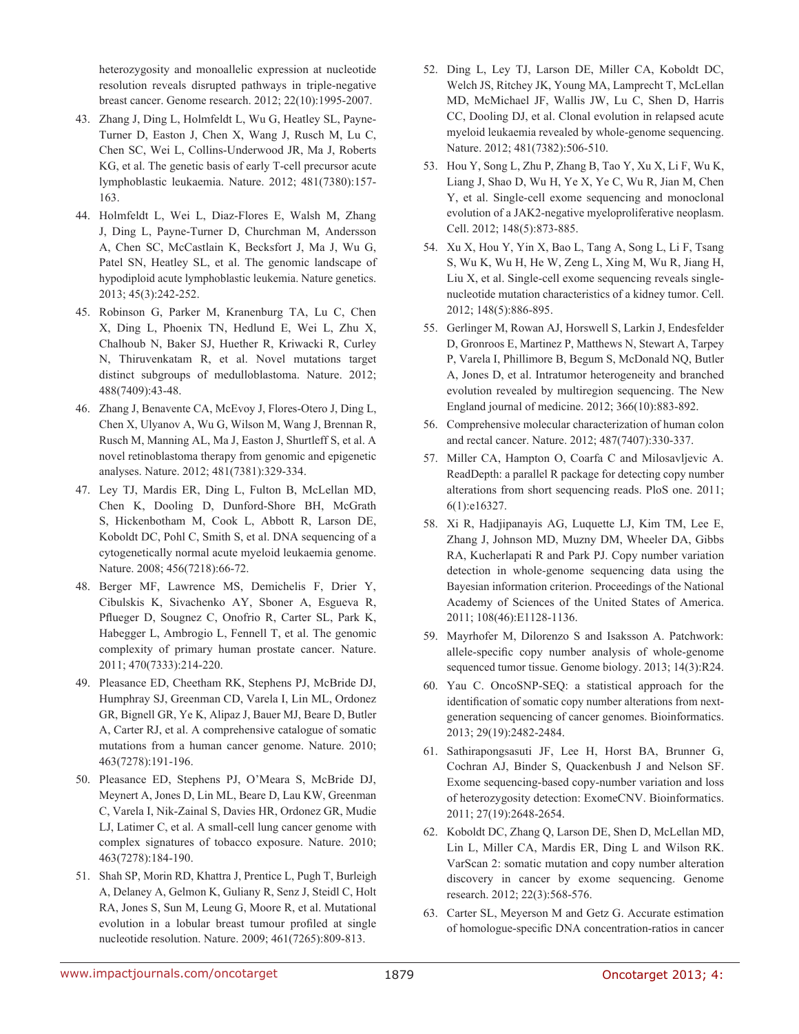heterozygosity and monoallelic expression at nucleotide resolution reveals disrupted pathways in triple-negative breast cancer. Genome research. 2012; 22(10):1995-2007.

43. Zhang J, Ding L, Holmfeldt L, Wu G, Heatley SL, Payne-Turner D, Easton J, Chen X, Wang J, Rusch M, Lu C, Chen SC, Wei L, Collins-Underwood JR, Ma J, Roberts KG, et al. The genetic basis of early T-cell precursor acute lymphoblastic leukaemia. Nature. 2012; 481(7380):157-163.

44. Holmfeldt L, Wei L, Diaz-Flores E, Walsh M, Zhang J, Ding L, Payne-Turner D, Churchman M, Andersson A, Chen SC, McCastlain K, Becksfort J, Ma J, Wu G, Patel SN, Heatley SL, et al. The genomic landscape of hypodiploid acute lymphoblastic leukemia. Nature genetics. 2013; 45(3):242-252.

45. Robinson G, Parker M, Kranenburg TA, Lu C, Chen X, Ding L, Phoenix TN, Hedlund E, Wei L, Zhu X, Chalhoub N, Baker SJ, Huether R, Kriwacki R, Curley N, Thiruvenkatam R, et al. Novel mutations target distinct subgroups of medulloblastoma. Nature. 2012; 488(7409):43-48.

46. Zhang J, Benavente CA, McEvoy J, Flores-Otero J, Ding L, Chen X, Ulyanov A, Wu G, Wilson M, Wang J, Brennan R, Rusch M, Manning AL, Ma J, Easton J, Shurtleff S, et al. A novel retinoblastoma therapy from genomic and epigenetic analyses. Nature. 2012; 481(7381):329-334.

47. Ley TJ, Mardis ER, Ding L, Fulton B, McLellan MD, Chen K, Dooling D, Dunford-Shore BH, McGrath S, Hickenbotham M, Cook L, Abbott R, Larson DE, Koboldt DC, Pohl C, Smith S, et al. DNA sequencing of a cytogenetically normal acute myeloid leukaemia genome. Nature. 2008; 456(7218):66-72.

48. Berger MF, Lawrence MS, Demichelis F, Drier Y, Cibulskis K, Sivachenko AY, Sboner A, Esgueva R, Pflueger D, Sougnez C, Onofrio R, Carter SL, Park K, Habegger L, Ambrogio L, Fennell T, et al. The genomic complexity of primary human prostate cancer. Nature. 2011; 470(7333):214-220.

49. Pleasance ED, Cheetham RK, Stephens PJ, McBride DJ, Humphray SJ, Greenman CD, Varela I, Lin ML, Ordonez GR, Bignell GR, Ye K, Alipaz J, Bauer MJ, Beare D, Butler A, Carter RJ, et al. A comprehensive catalogue of somatic mutations from a human cancer genome. Nature. 2010; 463(7278):191-196.

50. Pleasance ED, Stephens PJ, O'Meara S, McBride DJ, Meynert A, Jones D, Lin ML, Beare D, Lau KW, Greenman C, Varela I, Nik-Zainal S, Davies HR, Ordonez GR, Mudie LJ, Latimer C, et al. A small-cell lung cancer genome with complex signatures of tobacco exposure. Nature. 2010; 463(7278):184-190.

51. Shah SP, Morin RD, Khattra J, Prentice L, Pugh T, Burleigh A, Delaney A, Gelmon K, Guliany R, Senz J, Steidl C, Holt RA, Jones S, Sun M, Leung G, Moore R, et al. Mutational evolution in a lobular breast tumour profiled at single nucleotide resolution. Nature. 2009; 461(7265):809-813.

52. Ding L, Ley TJ, Larson DE, Miller CA, Koboldt DC, Welch JS, Ritchey JK, Young MA, Lamprecht T, McLellan MD, McMichael JF, Wallis JW, Lu C, Shen D, Harris CC, Dooling DJ, et al. Clonal evolution in relapsed acute myeloid leukaemia revealed by whole-genome sequencing. Nature. 2012; 481(7382):506-510.

53. Hou Y, Song L, Zhu P, Zhang B, Tao Y, Xu X, Li F, Wu K, Liang J, Shao D, Wu H, Ye X, Ye C, Wu R, Jian M, Chen Y, et al. Single-cell exome sequencing and monoclonal evolution of a JAK2-negative myeloproliferative neoplasm. Cell. 2012; 148(5):873-885.

54. Xu X, Hou Y, Yin X, Bao L, Tang A, Song L, Li F, Tsang S, Wu K, Wu H, He W, Zeng L, Xing M, Wu R, Jiang H, Liu X, et al. Single-cell exome sequencing reveals single-nucleotide mutation characteristics of a kidney tumor. Cell. 2012; 148(5):886-895.

55. Gerlinger M, Rowan AJ, Horswell S, Larkin J, Endesfelder D, Gronroos E, Martinez P, Matthews N, Stewart A, Tarpey P, Varela I, Phillimore B, Begum S, McDonald NQ, Butler A, Jones D, et al. Intratumor heterogeneity and branched evolution revealed by multiregion sequencing. The New England journal of medicine. 2012; 366(10):883-892.

56. Comprehensive molecular characterization of human colon and rectal cancer. Nature. 2012; 487(7407):330-337.

57. Miller CA, Hampton O, Coarfa C and Milosavljevic A. ReadDepth: a parallel R package for detecting copy number alterations from short sequencing reads. PloS one. 2011; 6(1):e16327.

58. Xi R, Hadjipanayis AG, Luquette LJ, Kim TM, Lee E, Zhang J, Johnson MD, Muzny DM, Wheeler DA, Gibbs RA, Kucherlapati R and Park PJ. Copy number variation detection in whole-genome sequencing data using the Bayesian information criterion. Proceedings of the National Academy of Sciences of the United States of America. 2011; 108(46):E1128-1136.

59. Mayrhofer M, Dilorenzo S and Isaksson A. Patchwork: allele-specific copy number analysis of whole-genome sequenced tumor tissue. Genome biology. 2013; 14(3):R24.

60. Yau C. OncoSNP-SEQ: a statistical approach for the identification of somatic copy number alterations from next-generation sequencing of cancer genomes. Bioinformatics. 2013; 29(19):2482-2484.

61. Sathirapongsasuti JF, Lee H, Horst BA, Brunner G, Cochran AJ, Binder S, Quackenbush J and Nelson SF. Exome sequencing-based copy-number variation and loss of heterozygosity detection: ExomeCNV. Bioinformatics. 2011; 27(19):2648-2654.

62. Koboldt DC, Zhang Q, Larson DE, Shen D, McLellan MD, Lin L, Miller CA, Mardis ER, Ding L and Wilson RK. VarScan 2: somatic mutation and copy number alteration discovery in cancer by exome sequencing. Genome research. 2012; 22(3):568-576.

63. Carter SL, Meyerson M and Getz G. Accurate estimation of homologue-specific DNA concentration-ratios in cancer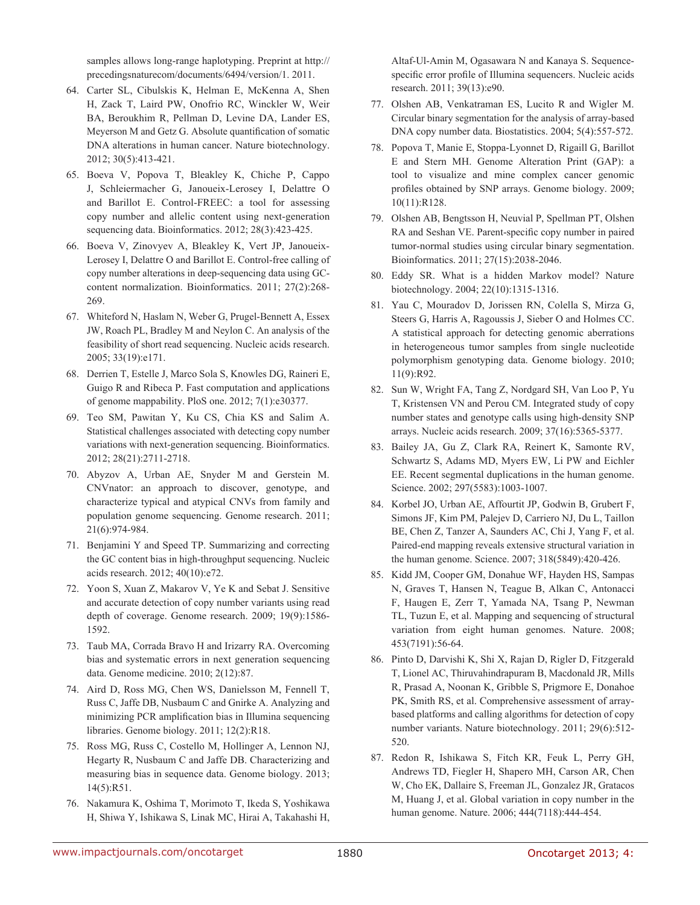samples allows long-range haplotyping. Preprint at http://precedingsnaturecom/documents/6494/version/1. 2011.

64. Carter SL, Cibulskis K, Helman E, McKenna A, Shen H, Zack T, Laird PW, Onofrio RC, Winckler W, Weir BA, Beroukhim R, Pellman D, Levine DA, Lander ES, Meyerson M and Getz G. Absolute quantification of somatic DNA alterations in human cancer. Nature biotechnology. 2012; 30(5):413-421.

65. Boeva V, Popova T, Bleakley K, Chiche P, Cappo J, Schleiermacher G, Janoueix-Lerosey I, Delattre O and Barillot E. Control-FREEC: a tool for assessing copy number and allelic content using next-generation sequencing data. Bioinformatics. 2012; 28(3):423-425.

66. Boeva V, Zinovyev A, Bleakley K, Vert JP, Janoueix-Lerosey I, Delattre O and Barillot E. Control-free calling of copy number alterations in deep-sequencing data using GC-content normalization. Bioinformatics. 2011; 27(2):268-269.

67. Whiteford N, Haslam N, Weber G, Prugel-Bennett A, Essex JW, Roach PL, Bradley M and Neylon C. An analysis of the feasibility of short read sequencing. Nucleic acids research. 2005; 33(19):e171.

68. Derrien T, Estelle J, Marco Sola S, Knowles DG, Raineri E, Guigo R and Ribeca P. Fast computation and applications of genome mappability. PloS one. 2012; 7(1):e30377.

69. Teo SM, Pawitan Y, Ku CS, Chia KS and Salim A. Statistical challenges associated with detecting copy number variations with next-generation sequencing. Bioinformatics. 2012; 28(21):2711-2718.

70. Abyzov A, Urban AE, Snyder M and Gerstein M. CNVnator: an approach to discover, genotype, and characterize typical and atypical CNVs from family and population genome sequencing. Genome research. 2011; 21(6):974-984.

71. Benjamini Y and Speed TP. Summarizing and correcting the GC content bias in high-throughput sequencing. Nucleic acids research. 2012; 40(10):e72.

72. Yoon S, Xuan Z, Makarov V, Ye K and Sebat J. Sensitive and accurate detection of copy number variants using read depth of coverage. Genome research. 2009; 19(9):1586-1592.

73. Taub MA, Corrada Bravo H and Irizarry RA. Overcoming bias and systematic errors in next generation sequencing data. Genome medicine. 2010; 2(12):87.

74. Aird D, Ross MG, Chen WS, Danielsson M, Fennell T, Russ C, Jaffe DB, Nusbaum C and Gnirke A. Analyzing and minimizing PCR amplification bias in Illumina sequencing libraries. Genome biology. 2011; 12(2):R18.

75. Ross MG, Russ C, Costello M, Hollinger A, Lennon NJ, Hegarty R, Nusbaum C and Jaffe DB. Characterizing and measuring bias in sequence data. Genome biology. 2013; 14(5):R51.

76. Nakamura K, Oshima T, Morimoto T, Ikeda S, Yoshikawa H, Shiwa Y, Ishikawa S, Linak MC, Hirai A, Takahashi H, Altaf-Ul-Amin M, Ogasawara N and Kanaya S. Sequence-specific error profile of Illumina sequencers. Nucleic acids research. 2011; 39(13):e90.

77. Olshen AB, Venkatraman ES, Lucito R and Wigler M. Circular binary segmentation for the analysis of array-based DNA copy number data. Biostatistics. 2004; 5(4):557-572.

78. Popova T, Manie E, Stoppa-Lyonnet D, Rigaill G, Barillot E and Stern MH. Genome Alteration Print (GAP): a tool to visualize and mine complex cancer genomic profiles obtained by SNP arrays. Genome biology. 2009; 10(11):R128.

79. Olshen AB, Bengtsson H, Neuvial P, Spellman PT, Olshen RA and Seshan VE. Parent-specific copy number in paired tumor-normal studies using circular binary segmentation. Bioinformatics. 2011; 27(15):2038-2046.

80. Eddy SR. What is a hidden Markov model? Nature biotechnology. 2004; 22(10):1315-1316.

81. Yau C, Mouradov D, Jorissen RN, Colella S, Mirza G, Steers G, Harris A, Ragoussis J, Sieber O and Holmes CC. A statistical approach for detecting genomic aberrations in heterogeneous tumor samples from single nucleotide polymorphism genotyping data. Genome biology. 2010; 11(9):R92.

82. Sun W, Wright FA, Tang Z, Nordgard SH, Van Loo P, Yu T, Kristensen VN and Perou CM. Integrated study of copy number states and genotype calls using high-density SNP arrays. Nucleic acids research. 2009; 37(16):5365-5377.

83. Bailey JA, Gu Z, Clark RA, Reinert K, Samonte RV, Schwartz S, Adams MD, Myers EW, Li PW and Eichler EE. Recent segmental duplications in the human genome. Science. 2002; 297(5583):1003-1007.

84. Korbel JO, Urban AE, Affourtit JP, Godwin B, Grubert F, Simons JF, Kim PM, Palejev D, Carriero NJ, Du L, Taillon BE, Chen Z, Tanzer A, Saunders AC, Chi J, Yang F, et al. Paired-end mapping reveals extensive structural variation in the human genome. Science. 2007; 318(5849):420-426.

85. Kidd JM, Cooper GM, Donahue WF, Hayden HS, Sampas N, Graves T, Hansen N, Teague B, Alkan C, Antonacci F, Haugen E, Zerr T, Yamada NA, Tsang P, Newman TL, Tuzun E, et al. Mapping and sequencing of structural variation from eight human genomes. Nature. 2008; 453(7191):56-64.

86. Pinto D, Darvishi K, Shi X, Rajan D, Rigler D, Fitzgerald T, Lionel AC, Thiruvahindrapuram B, Macdonald JR, Mills R, Prasad A, Noonan K, Gribble S, Prigmore E, Donahoe PK, Smith RS, et al. Comprehensive assessment of array-based platforms and calling algorithms for detection of copy number variants. Nature biotechnology. 2011; 29(6):512-520.

87. Redon R, Ishikawa S, Fitch KR, Feuk L, Perry GH, Andrews TD, Fiegler H, Shapero MH, Carson AR, Chen W, Cho EK, Dallaire S, Freeman JL, Gonzalez JR, Gratacos M, Huang J, et al. Global variation in copy number in the human genome. Nature. 2006; 444(7118):444-454.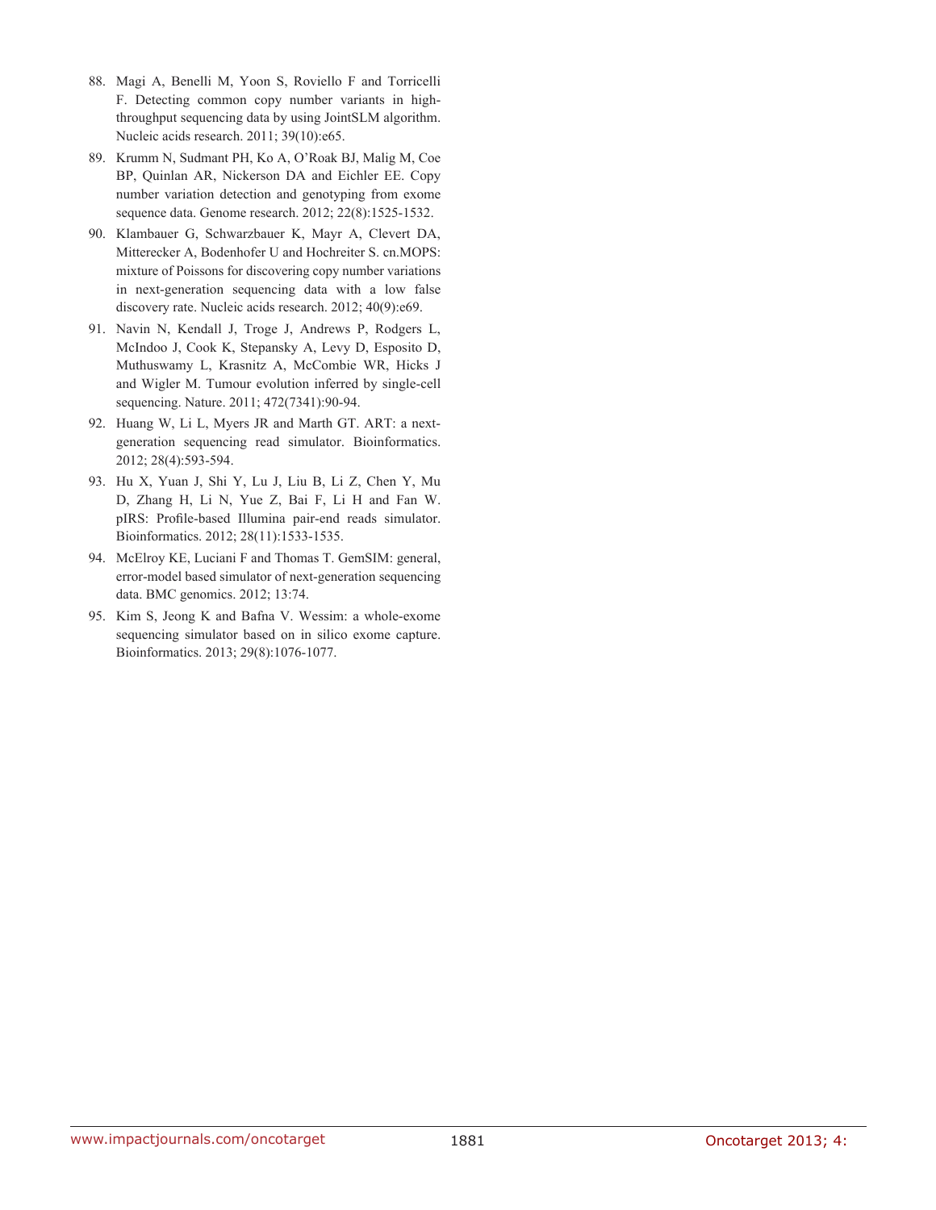88. Magi A, Benelli M, Yoon S, Roviello F and Torricelli F. Detecting common copy number variants in high-throughput sequencing data by using JointSLM algorithm. Nucleic acids research. 2011; 39(10):e65.

89. Krumm N, Sudmant PH, Ko A, O'Roak BJ, Malig M, Coe BP, Quinlan AR, Nickerson DA and Eichler EE. Copy number variation detection and genotyping from exome sequence data. Genome research. 2012; 22(8):1525-1532.

90. Klambauer G, Schwarzbauer K, Mayr A, Clevert DA, Mitterecker A, Bodenhofer U and Hochreiter S. cn.MOPS: mixture of Poissons for discovering copy number variations in next-generation sequencing data with a low false discovery rate. Nucleic acids research. 2012; 40(9):e69.

91. Navin N, Kendall J, Troge J, Andrews P, Rodgers L, McIndoo J, Cook K, Stepansky A, Levy D, Esposito D, Muthuswamy L, Krasnitz A, McCombie WR, Hicks J and Wigler M. Tumour evolution inferred by single-cell sequencing. Nature. 2011; 472(7341):90-94.

92. Huang W, Li L, Myers JR and Marth GT. ART: a next-generation sequencing read simulator. Bioinformatics. 2012; 28(4):593-594.

93. Hu X, Yuan J, Shi Y, Lu J, Liu B, Li Z, Chen Y, Mu D, Zhang H, Li N, Yue Z, Bai F, Li H and Fan W. pIRS: Profile-based Illumina pair-end reads simulator. Bioinformatics. 2012; 28(11):1533-1535.

94. McElroy KE, Luciani F and Thomas T. GemSIM: general, error-model based simulator of next-generation sequencing data. BMC genomics. 2012; 13:74.

95. Kim S, Jeong K and Bafna V. Wessim: a whole-exome sequencing simulator based on in silico exome capture. Bioinformatics. 2013; 29(8):1076-1077.